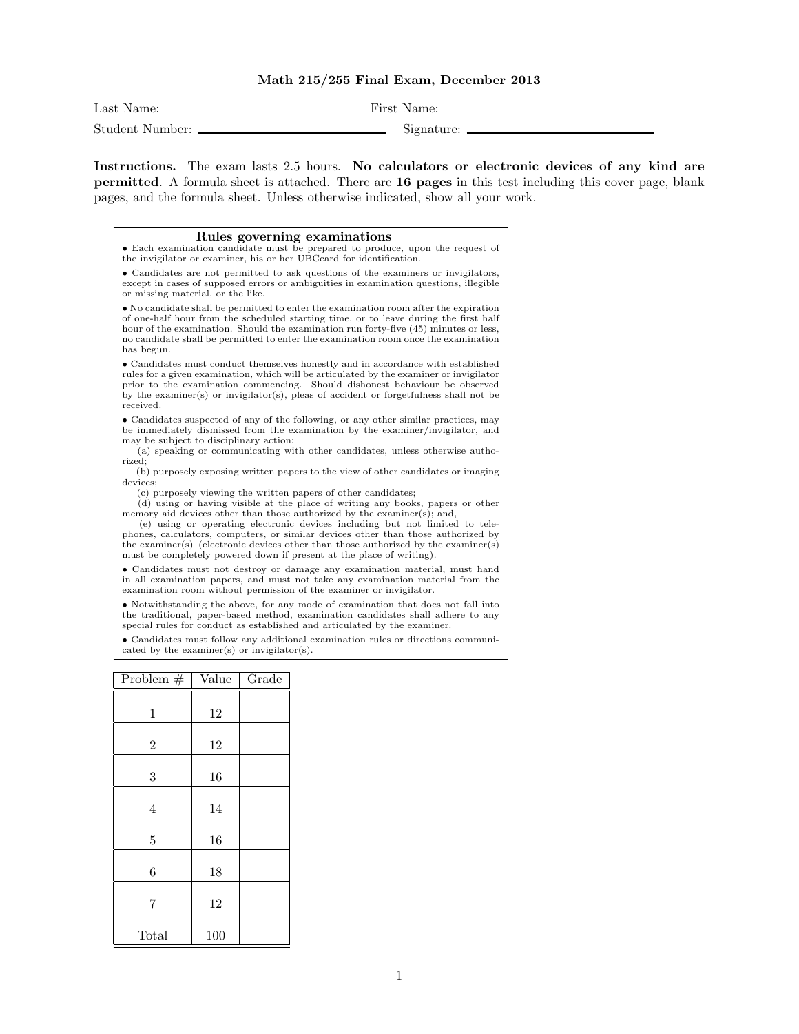# Math 215/255 Final Exam, December 2013

Last Name: ______________________ First Name: ______________________

Student Number: ______________________ Signature: ______________________

**Instructions.** The exam lasts 2.5 hours. **No calculators or electronic devices of any kind are permitted**. A formula sheet is attached. There are **16 pages** in this test including this cover page, blank pages, and the formula sheet. Unless otherwise indicated, show all your work.

### Rules governing examinations

- Each examination candidate must be prepared to produce, upon the request of the invigilator or examiner, his or her UBCcard for identification.
- Candidates are not permitted to ask questions of the examiners or invigilators, except in cases of supposed errors or ambiguities in examination questions, illegible or missing material, or the like.
- No candidate shall be permitted to enter the examination room after the expiration of one-half hour from the scheduled starting time, or to leave during the first half hour of the examination. Should the examination run forty-five (45) minutes or less, no candidate shall be permitted to enter the examination room once the examination has begun.
- Candidates must conduct themselves honestly and in accordance with established rules for a given examination, which will be articulated by the examiner or invigilator prior to the examination commencing. Should dishonest behaviour be observed by the examiner(s) or invigilator(s), pleas of accident or forgetfulness shall not be received.
- Candidates suspected of any of the following, or any other similar practices, may be immediately dismissed from the examination by the examiner/invigilator, and may be subject to disciplinary action:
  - (a) speaking or communicating with other candidates, unless otherwise authorized;
  - (b) purposely exposing written papers to the view of other candidates or imaging devices;
  - (c) purposely viewing the written papers of other candidates;
  - (d) using or having visible at the place of writing any books, papers or other memory aid devices other than those authorized by the examiner(s); and,
  - (e) using or operating electronic devices including but not limited to telephones, calculators, computers, or similar devices other than those authorized by the examiner(s)–(electronic devices other than those authorized by the examiner(s) must be completely powered down if present at the place of writing).
- Candidates must not destroy or damage any examination material, must hand in all examination papers, and must not take any examination material from the examination room without permission of the examiner or invigilator.
- Notwithstanding the above, for any mode of examination that does not fall into the traditional, paper-based method, examination candidates shall adhere to any special rules for conduct as established and articulated by the examiner.
- Candidates must follow any additional examination rules or directions communicated by the examiner(s) or invigilator(s).

| Problem # | Value | Grade |
|---|---|---|
| 1 | 12 | |
| 2 | 12 | |
| 3 | 16 | |
| 4 | 14 | |
| 5 | 16 | |
| 6 | 18 | |
| 7 | 12 | |
| Total | 100 | |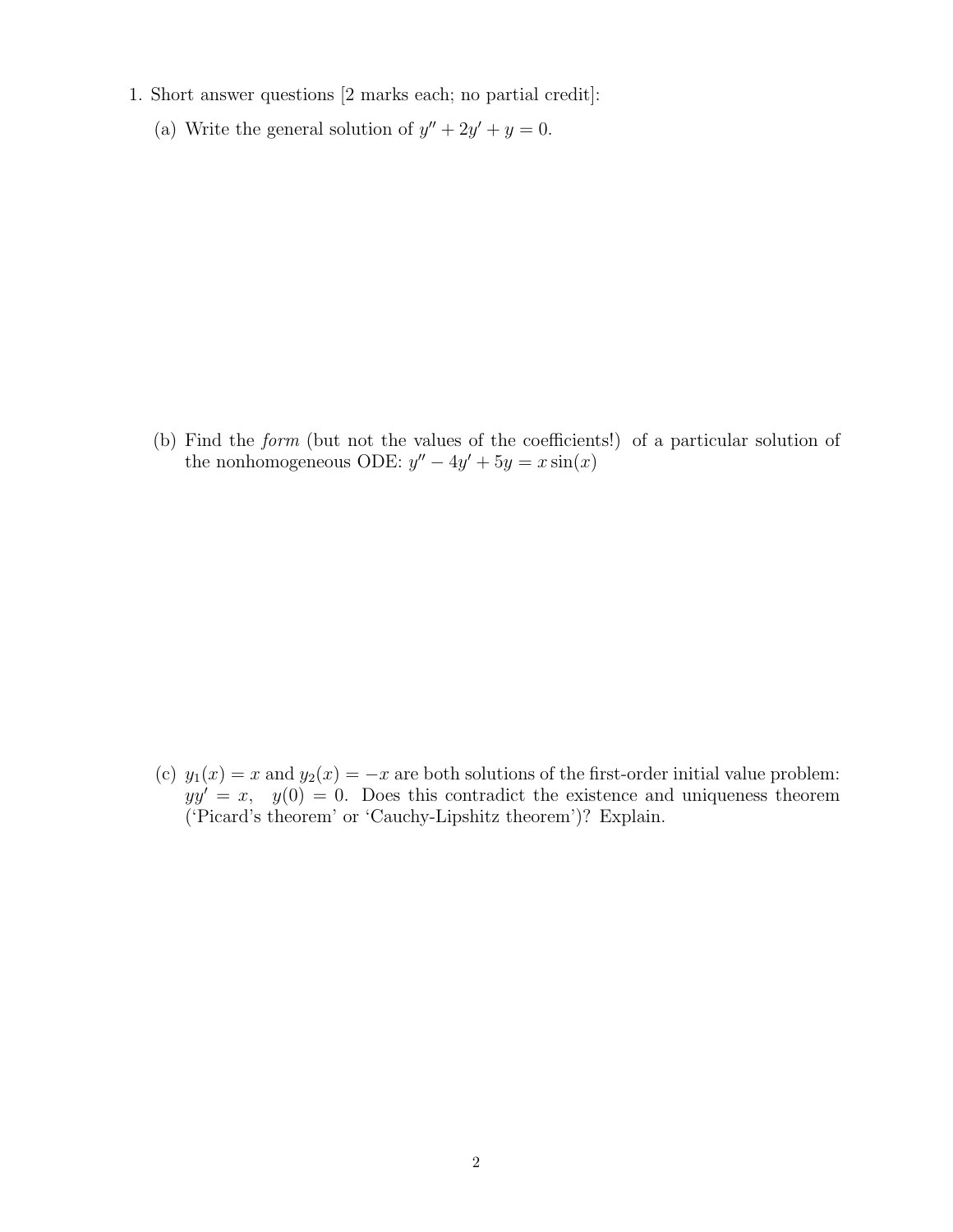1. Short answer questions [2 marks each; no partial credit]:

   (a) Write the general solution of $y'' + 2y' + y = 0$.

   (b) Find the *form* (but not the values of the coefficients!) of a particular solution of the nonhomogeneous ODE: $y'' - 4y' + 5y = x\sin(x)$

   (c) $y_1(x) = x$ and $y_2(x) = -x$ are both solutions of the first-order initial value problem: $yy' = x, \quad y(0) = 0$. Does this contradict the existence and uniqueness theorem ('Picard's theorem' or 'Cauchy-Lipshitz theorem')? Explain.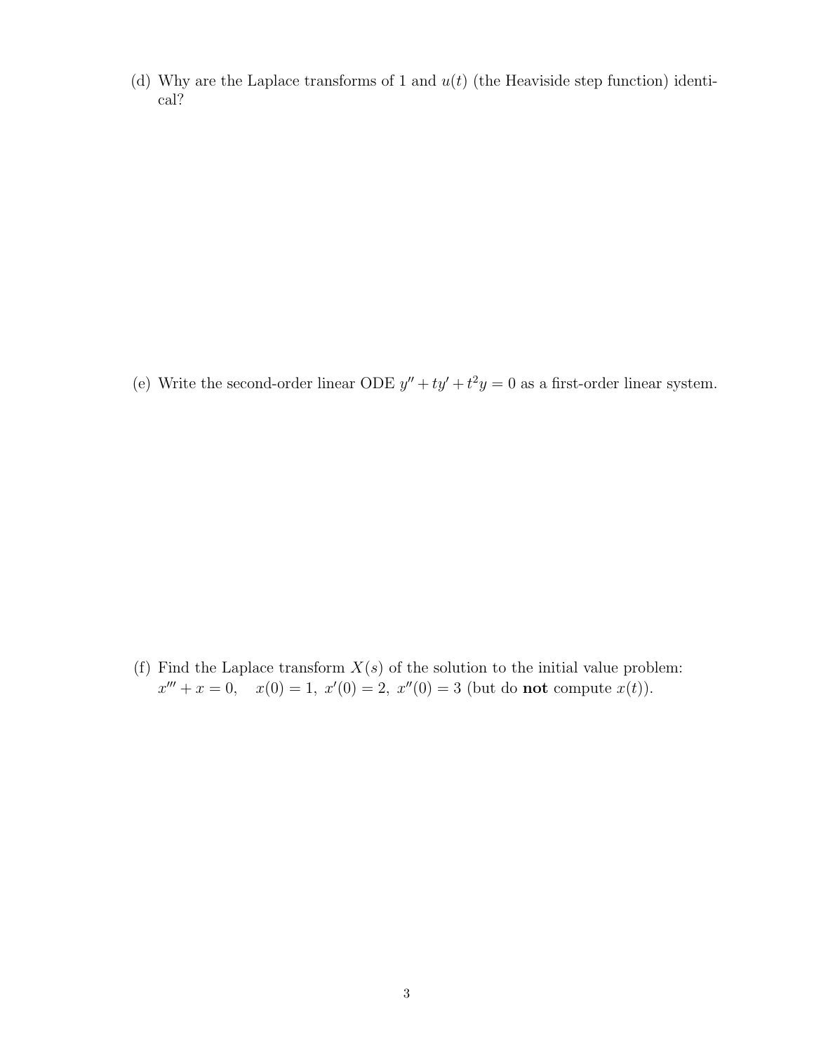(d) Why are the Laplace transforms of 1 and $u(t)$ (the Heaviside step function) identical?

(e) Write the second-order linear ODE $y'' + ty' + t^2 y = 0$ as a first-order linear system.

(f) Find the Laplace transform $X(s)$ of the solution to the initial value problem: $x''' + x = 0, \quad x(0) = 1,\ x'(0) = 2,\ x''(0) = 3$ (but do **not** compute $x(t)$).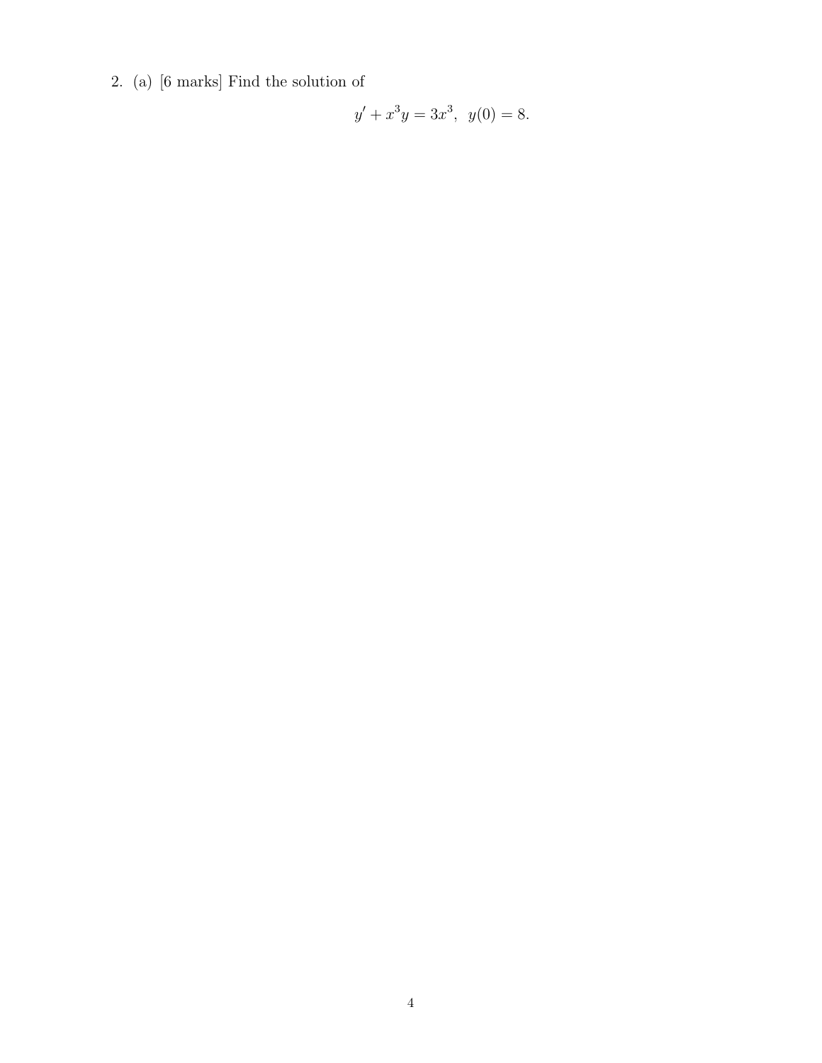2. (a) [6 marks] Find the solution of

$$y' + x^3 y = 3x^3, \;\; y(0) = 8.$$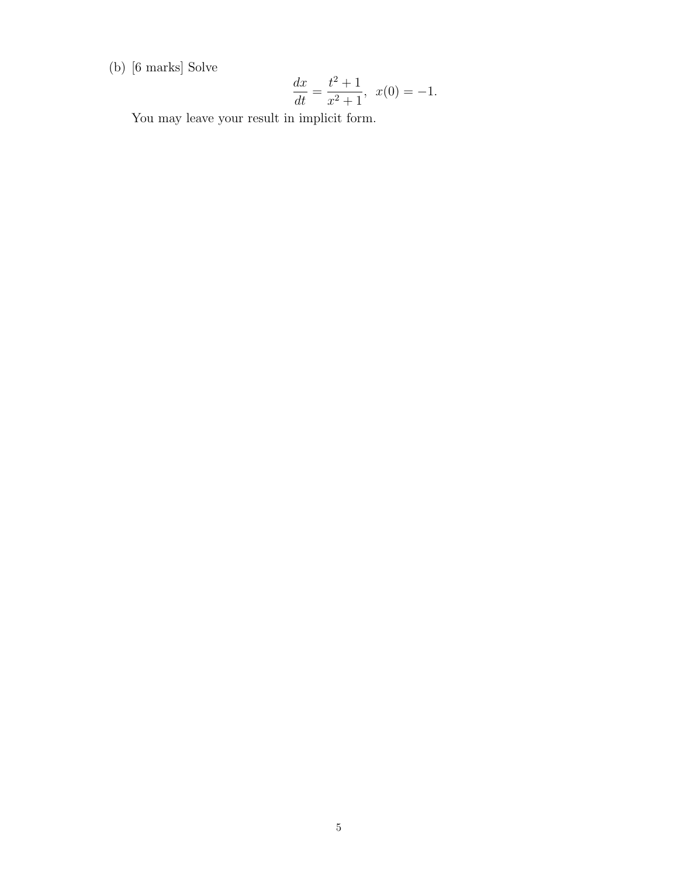(b) [6 marks] Solve

$$\frac{dx}{dt} = \frac{t^2 + 1}{x^2 + 1}, \;\; x(0) = -1.$$

You may leave your result in implicit form.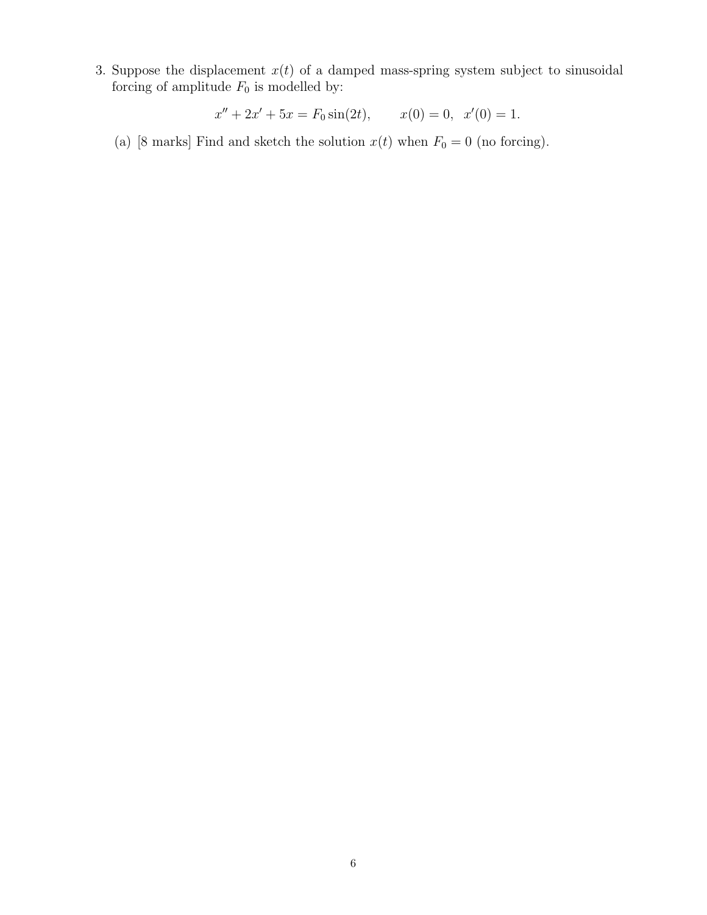3. Suppose the displacement $x(t)$ of a damped mass-spring system subject to sinusoidal forcing of amplitude $F_0$ is modelled by:

$$x'' + 2x' + 5x = F_0 \sin(2t), \qquad x(0) = 0, \;\; x'(0) = 1.$$

(a) [8 marks] Find and sketch the solution $x(t)$ when $F_0 = 0$ (no forcing).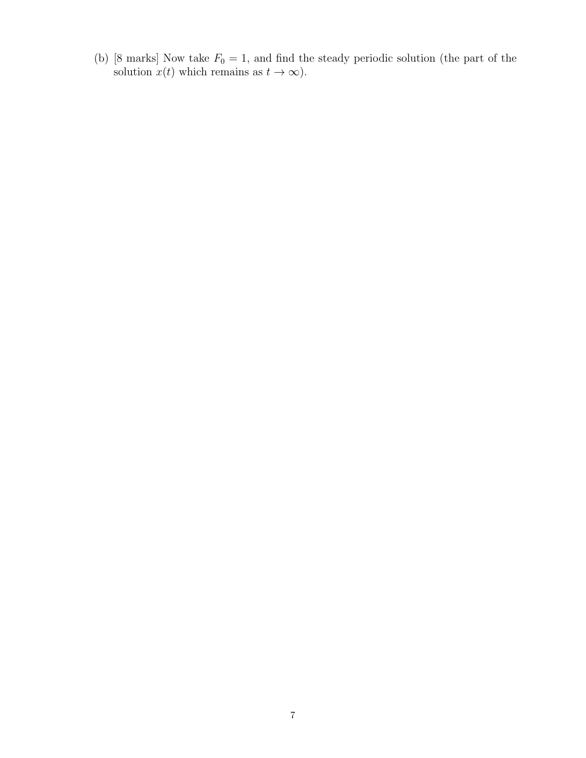(b) [8 marks] Now take $F_0 = 1$, and find the steady periodic solution (the part of the solution $x(t)$ which remains as $t \to \infty$).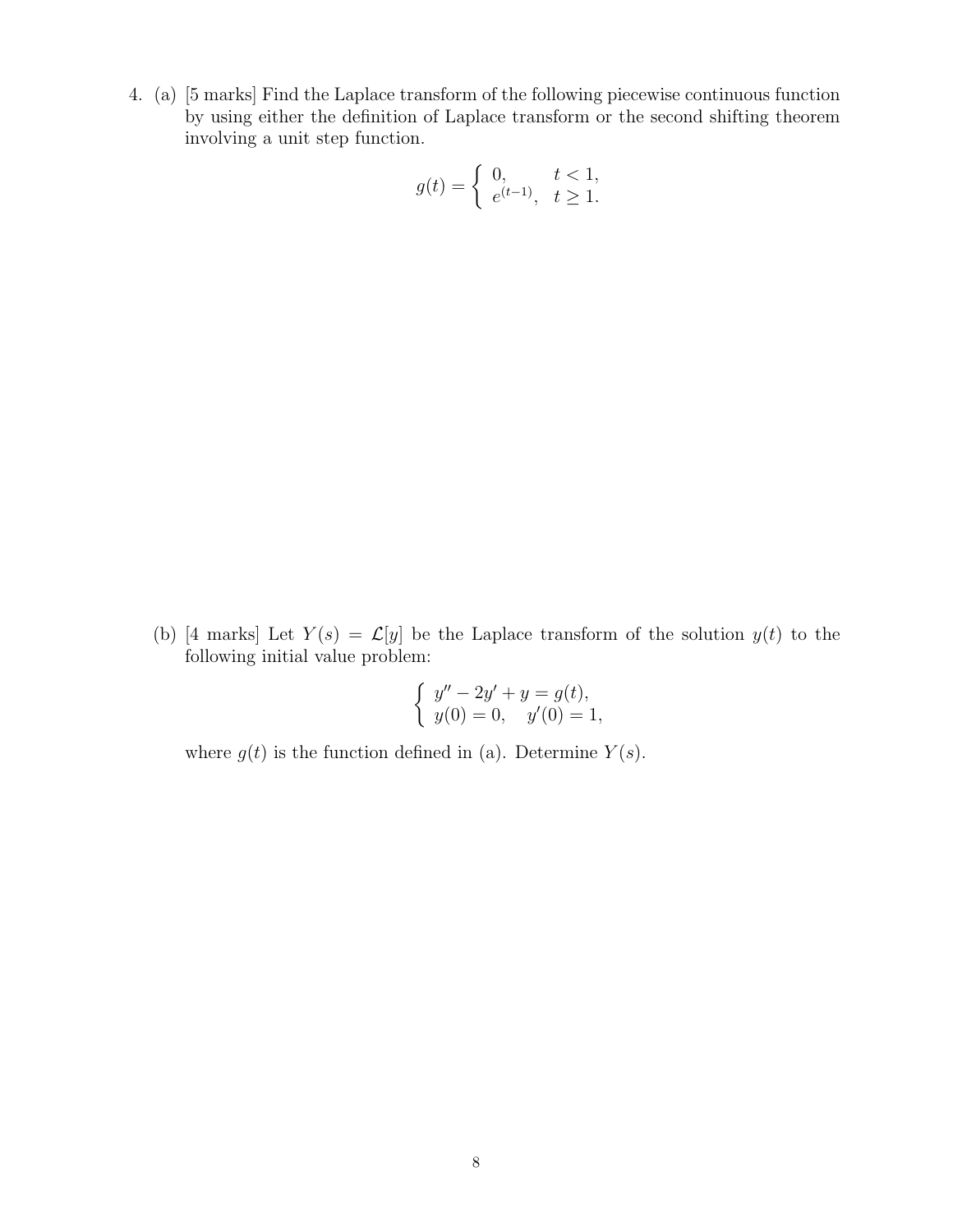4. (a) [5 marks] Find the Laplace transform of the following piecewise continuous function by using either the definition of Laplace transform or the second shifting theorem involving a unit step function.

$$g(t) = \begin{cases} 0, & t < 1, \\ e^{(t-1)}, & t \geq 1. \end{cases}$$

(b) [4 marks] Let $Y(s) = \mathcal{L}[y]$ be the Laplace transform of the solution $y(t)$ to the following initial value problem:

$$\begin{cases} y'' - 2y' + y = g(t), \\ y(0) = 0, \quad y'(0) = 1, \end{cases}$$

where $g(t)$ is the function defined in (a). Determine $Y(s)$.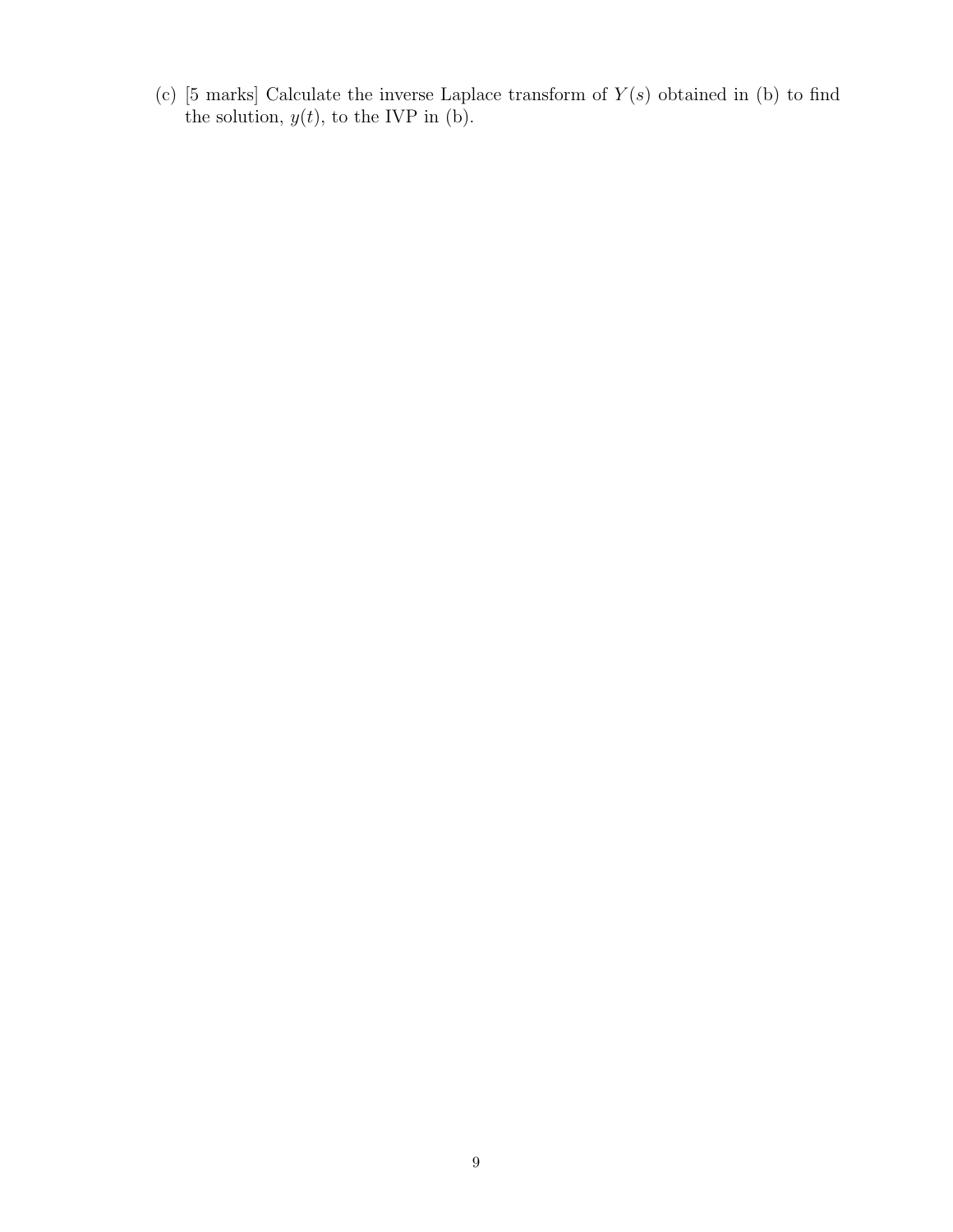(c) [5 marks] Calculate the inverse Laplace transform of $Y(s)$ obtained in (b) to find the solution, $y(t)$, to the IVP in (b).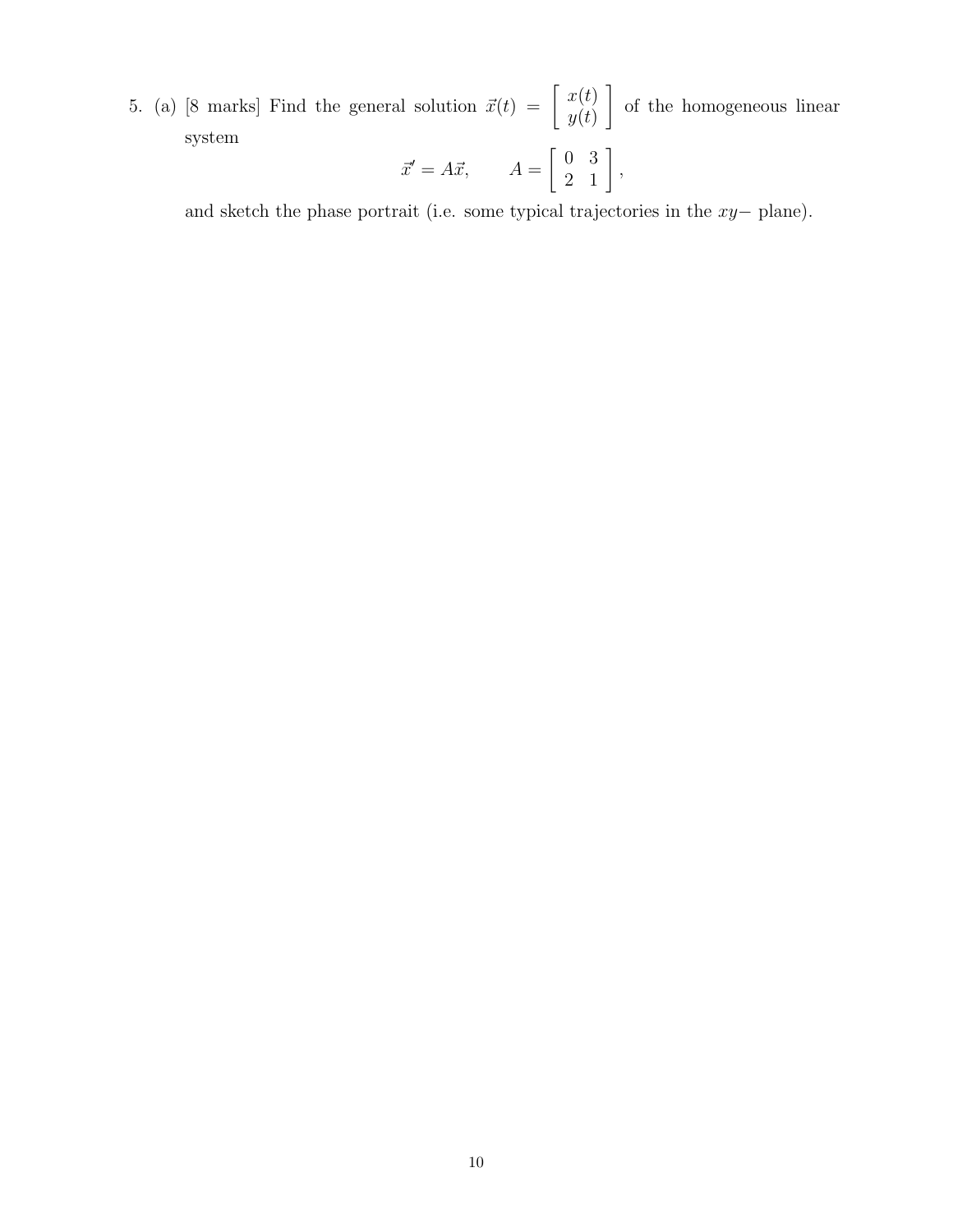5. (a) [8 marks] Find the general solution $\vec{x}(t) = \begin{bmatrix} x(t) \\ y(t) \end{bmatrix}$ of the homogeneous linear system

$$\vec{x}' = A\vec{x}, \qquad A = \begin{bmatrix} 0 & 3 \\ 2 & 1 \end{bmatrix},$$

and sketch the phase portrait (i.e. some typical trajectories in the $xy-$ plane).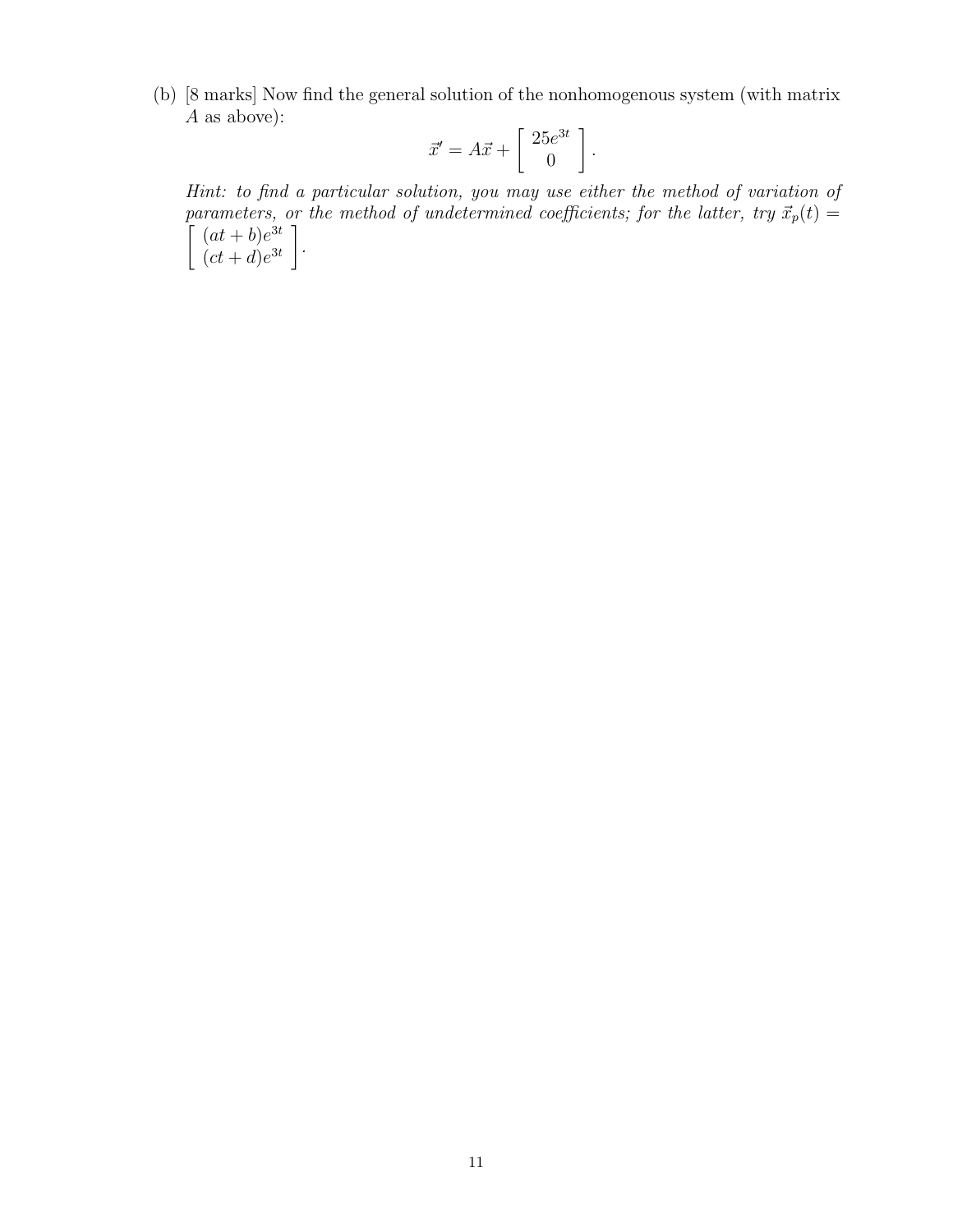(b) [8 marks] Now find the general solution of the nonhomogenous system (with matrix $A$ as above):

$$\vec{x}' = A\vec{x} + \begin{bmatrix} 25e^{3t} \\ 0 \end{bmatrix}.$$

*Hint: to find a particular solution, you may use either the method of variation of parameters, or the method of undetermined coefficients; for the latter, try* $\vec{x}_p(t) = \begin{bmatrix} (at+b)e^{3t} \\ (ct+d)e^{3t} \end{bmatrix}$.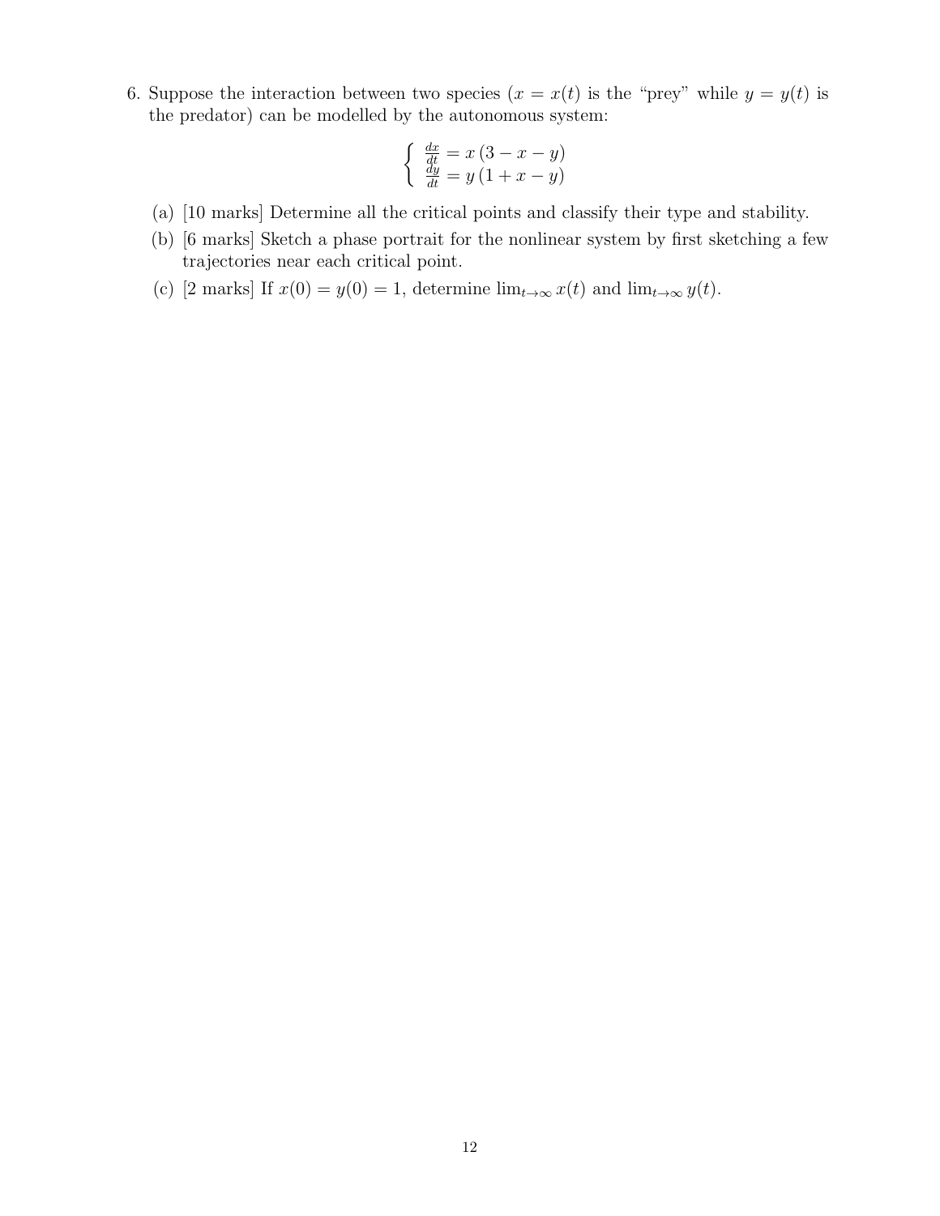6. Suppose the interaction between two species ($x = x(t)$ is the "prey" while $y = y(t)$ is the predator) can be modelled by the autonomous system:

$$\begin{cases} \frac{dx}{dt} = x\,(3 - x - y) \\ \frac{dy}{dt} = y\,(1 + x - y) \end{cases}$$

(a) [10 marks] Determine all the critical points and classify their type and stability.

(b) [6 marks] Sketch a phase portrait for the nonlinear system by first sketching a few trajectories near each critical point.

(c) [2 marks] If $x(0) = y(0) = 1$, determine $\lim_{t\to\infty} x(t)$ and $\lim_{t\to\infty} y(t)$.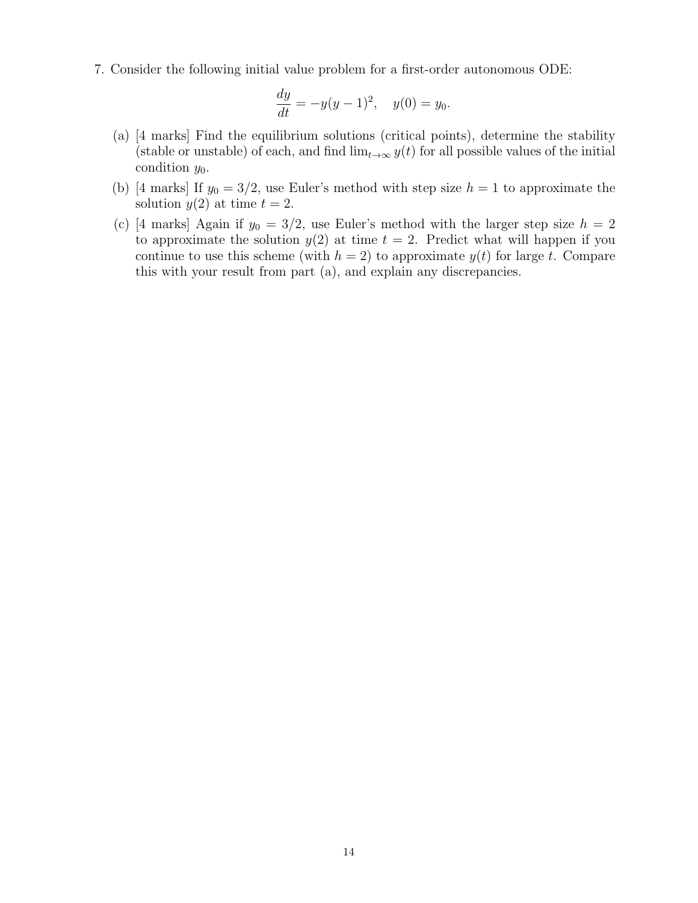7. Consider the following initial value problem for a first-order autonomous ODE:

$$\frac{dy}{dt} = -y(y-1)^2, \quad y(0) = y_0.$$

(a) [4 marks] Find the equilibrium solutions (critical points), determine the stability (stable or unstable) of each, and find $\lim_{t\to\infty} y(t)$ for all possible values of the initial condition $y_0$.

(b) [4 marks] If $y_0 = 3/2$, use Euler's method with step size $h = 1$ to approximate the solution $y(2)$ at time $t = 2$.

(c) [4 marks] Again if $y_0 = 3/2$, use Euler's method with the larger step size $h = 2$ to approximate the solution $y(2)$ at time $t = 2$. Predict what will happen if you continue to use this scheme (with $h = 2$) to approximate $y(t)$ for large $t$. Compare this with your result from part (a), and explain any discrepancies.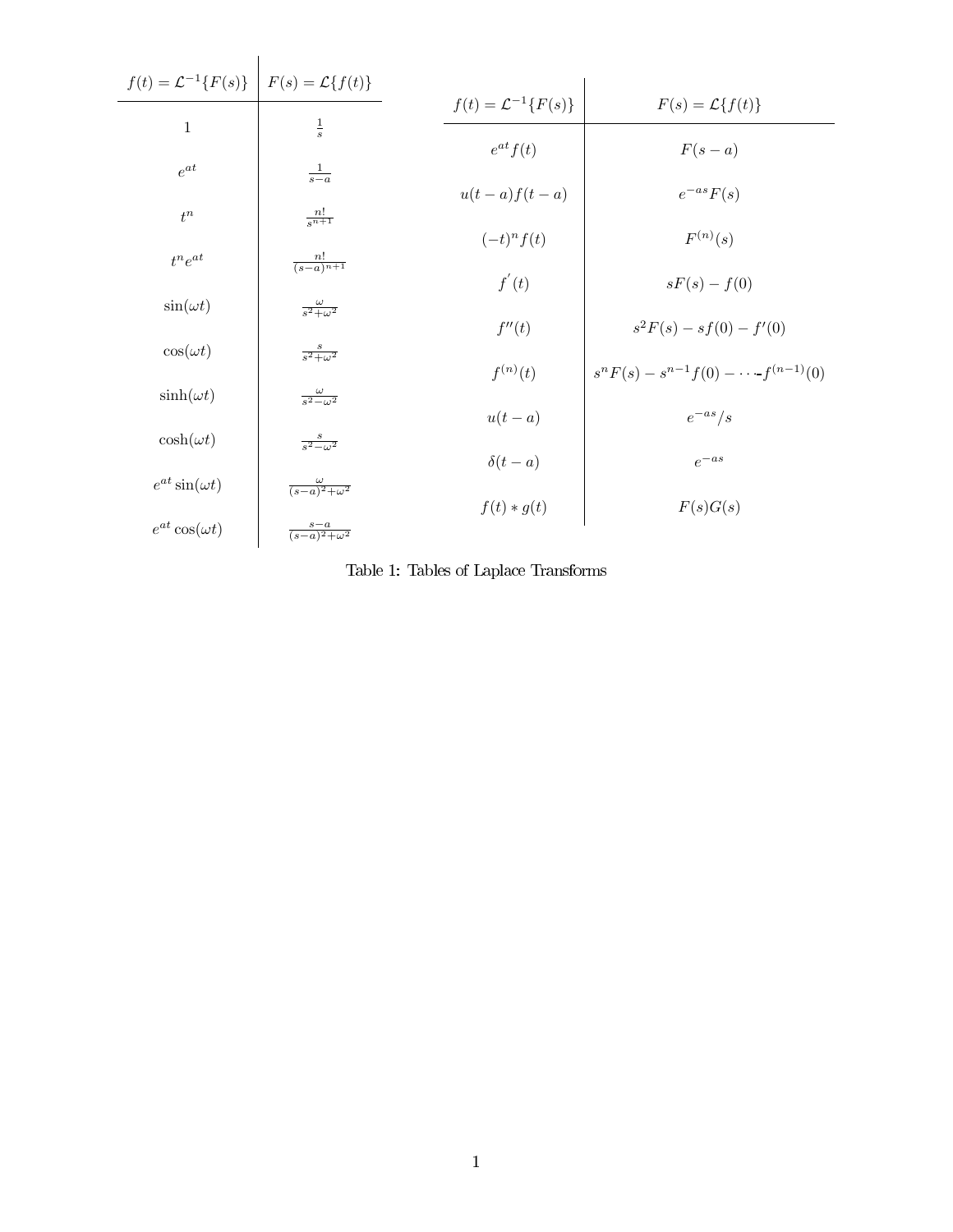| $f(t) = \mathcal{L}^{-1}\{F(s)\}$ | $F(s) = \mathcal{L}\{f(t)\}$ |
|---|---|
| $1$ | $\frac{1}{s}$ |
| $e^{at}$ | $\frac{1}{s-a}$ |
| $t^n$ | $\frac{n!}{s^{n+1}}$ |
| $t^n e^{at}$ | $\frac{n!}{(s-a)^{n+1}}$ |
| $\sin(\omega t)$ | $\frac{\omega}{s^2+\omega^2}$ |
| $\cos(\omega t)$ | $\frac{s}{s^2+\omega^2}$ |
| $\sinh(\omega t)$ | $\frac{\omega}{s^2-\omega^2}$ |
| $\cosh(\omega t)$ | $\frac{s}{s^2-\omega^2}$ |
| $e^{at}\sin(\omega t)$ | $\frac{\omega}{(s-a)^2+\omega^2}$ |
| $e^{at}\cos(\omega t)$ | $\frac{s-a}{(s-a)^2+\omega^2}$ |

| $f(t) = \mathcal{L}^{-1}\{F(s)\}$ | $F(s) = \mathcal{L}\{f(t)\}$ |
|---|---|
| $e^{at}f(t)$ | $F(s-a)$ |
| $u(t-a)f(t-a)$ | $e^{-as}F(s)$ |
| $(-t)^n f(t)$ | $F^{(n)}(s)$ |
| $f'(t)$ | $sF(s) - f(0)$ |
| $f''(t)$ | $s^2F(s) - sf(0) - f'(0)$ |
| $f^{(n)}(t)$ | $s^nF(s) - s^{n-1}f(0) - \cdots - f^{(n-1)}(0)$ |
| $u(t-a)$ | $e^{-as}/s$ |
| $\delta(t-a)$ | $e^{-as}$ |
| $f(t) * g(t)$ | $F(s)G(s)$ |

Table 1: Tables of Laplace Transforms